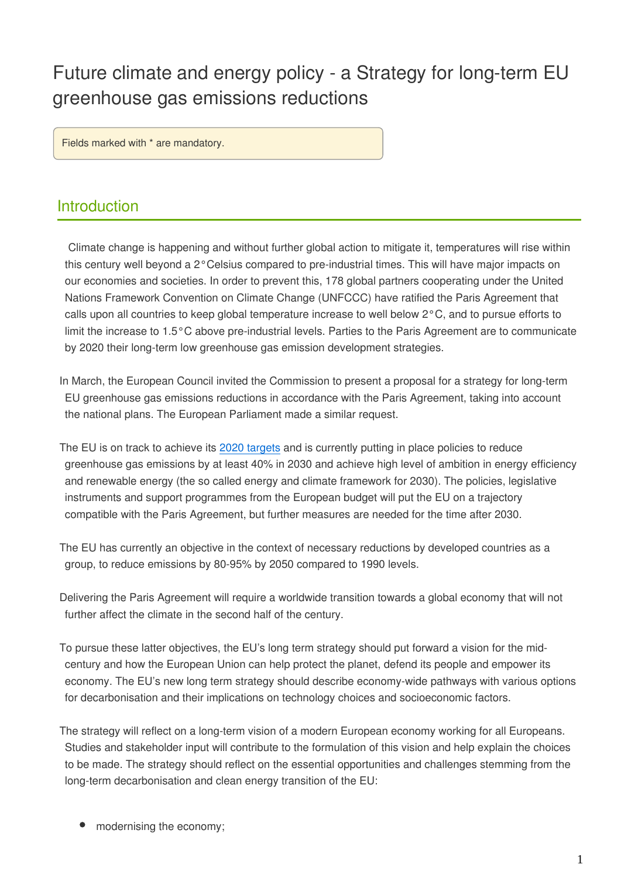# Future climate and energy policy - a Strategy for long-term EU greenhouse gas emissions reductions

Fields marked with * are mandatory.

## Introduction

Climate change is happening and without further global action to mitigate it, temperatures will rise within this century well beyond a 2°Celsius compared to pre-industrial times. This will have major impacts on our economies and societies. In order to prevent this, 178 global partners cooperating under the United Nations Framework Convention on Climate Change (UNFCCC) have ratified the Paris Agreement that calls upon all countries to keep global temperature increase to well below 2°C, and to pursue efforts to limit the increase to 1.5°C above pre-industrial levels. Parties to the Paris Agreement are to communicate by 2020 their long-term low greenhouse gas emission development strategies.

In March, the European Council invited the Commission to present a proposal for a strategy for long-term EU greenhouse gas emissions reductions in accordance with the Paris Agreement, taking into account the national plans. The European Parliament made a similar request.

The EU is on track to achieve its [2020 targets] and is currently putting in place policies to reduce greenhouse gas emissions by at least 40% in 2030 and achieve high level of ambition in energy efficiency and renewable energy (the so called energy and climate framework for 2030). The policies, legislative instruments and support programmes from the European budget will put the EU on a trajectory compatible with the Paris Agreement, but further measures are needed for the time after 2030.

The EU has currently an objective in the context of necessary reductions by developed countries as a group, to reduce emissions by 80-95% by 2050 compared to 1990 levels.

Delivering the Paris Agreement will require a worldwide transition towards a global economy that will not further affect the climate in the second half of the century.

To pursue these latter objectives, the EU's long term strategy should put forward a vision for the mid-century and how the European Union can help protect the planet, defend its people and empower its economy. The EU's new long term strategy should describe economy-wide pathways with various options for decarbonisation and their implications on technology choices and socioeconomic factors.

The strategy will reflect on a long-term vision of a modern European economy working for all Europeans. Studies and stakeholder input will contribute to the formulation of this vision and help explain the choices to be made. The strategy should reflect on the essential opportunities and challenges stemming from the long-term decarbonisation and clean energy transition of the EU:

- modernising the economy;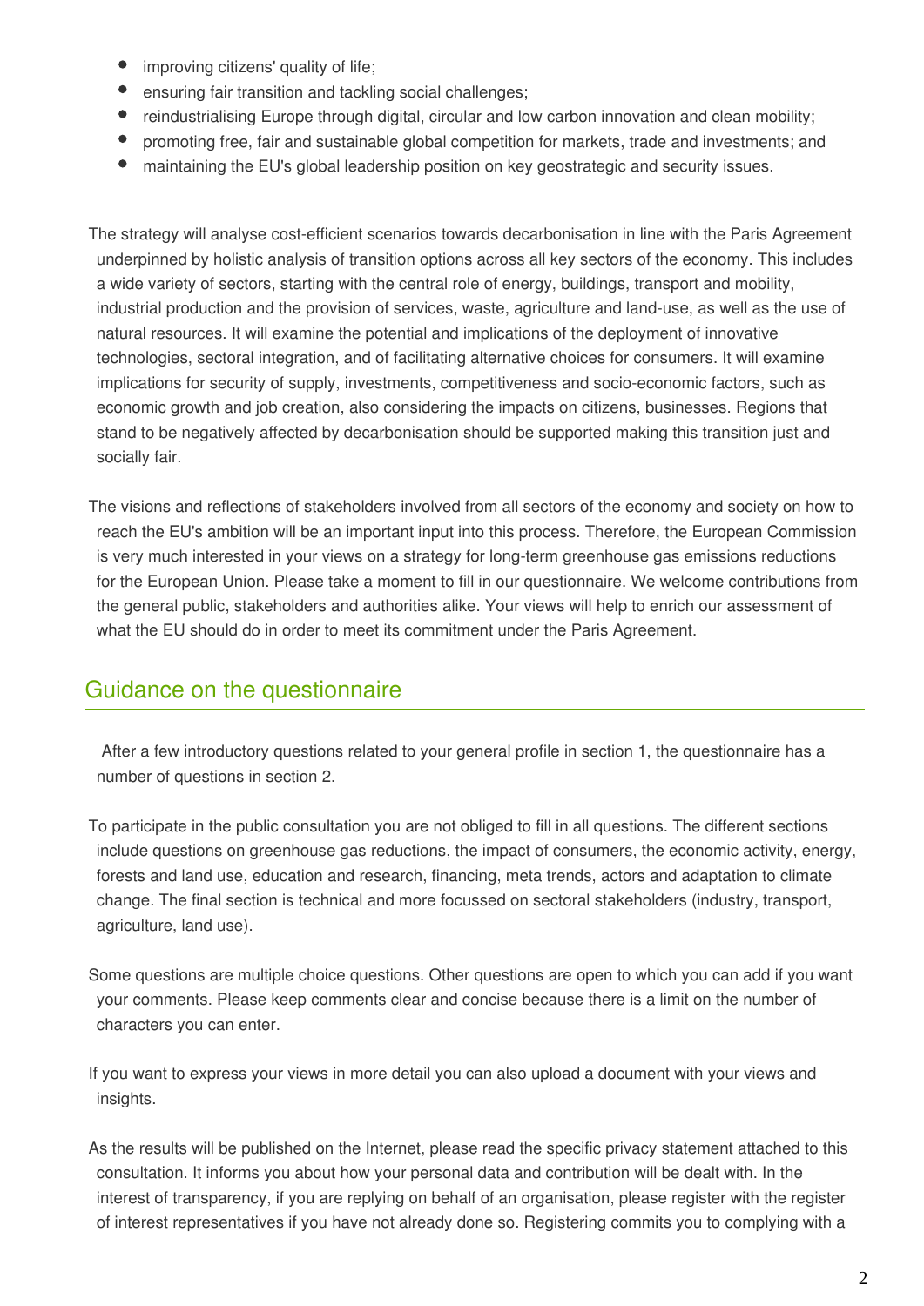- improving citizens' quality of life;
- ensuring fair transition and tackling social challenges;
- reindustrialising Europe through digital, circular and low carbon innovation and clean mobility;
- promoting free, fair and sustainable global competition for markets, trade and investments; and
- maintaining the EU's global leadership position on key geostrategic and security issues.

The strategy will analyse cost-efficient scenarios towards decarbonisation in line with the Paris Agreement underpinned by holistic analysis of transition options across all key sectors of the economy. This includes a wide variety of sectors, starting with the central role of energy, buildings, transport and mobility, industrial production and the provision of services, waste, agriculture and land-use, as well as the use of natural resources. It will examine the potential and implications of the deployment of innovative technologies, sectoral integration, and of facilitating alternative choices for consumers. It will examine implications for security of supply, investments, competitiveness and socio-economic factors, such as economic growth and job creation, also considering the impacts on citizens, businesses. Regions that stand to be negatively affected by decarbonisation should be supported making this transition just and socially fair.

The visions and reflections of stakeholders involved from all sectors of the economy and society on how to reach the EU's ambition will be an important input into this process. Therefore, the European Commission is very much interested in your views on a strategy for long-term greenhouse gas emissions reductions for the European Union. Please take a moment to fill in our questionnaire. We welcome contributions from the general public, stakeholders and authorities alike. Your views will help to enrich our assessment of what the EU should do in order to meet its commitment under the Paris Agreement.

## Guidance on the questionnaire

After a few introductory questions related to your general profile in section 1, the questionnaire has a number of questions in section 2.

To participate in the public consultation you are not obliged to fill in all questions. The different sections include questions on greenhouse gas reductions, the impact of consumers, the economic activity, energy, forests and land use, education and research, financing, meta trends, actors and adaptation to climate change. The final section is technical and more focussed on sectoral stakeholders (industry, transport, agriculture, land use).

Some questions are multiple choice questions. Other questions are open to which you can add if you want your comments. Please keep comments clear and concise because there is a limit on the number of characters you can enter.

If you want to express your views in more detail you can also upload a document with your views and insights.

As the results will be published on the Internet, please read the specific privacy statement attached to this consultation. It informs you about how your personal data and contribution will be dealt with. In the interest of transparency, if you are replying on behalf of an organisation, please register with the register of interest representatives if you have not already done so. Registering commits you to complying with a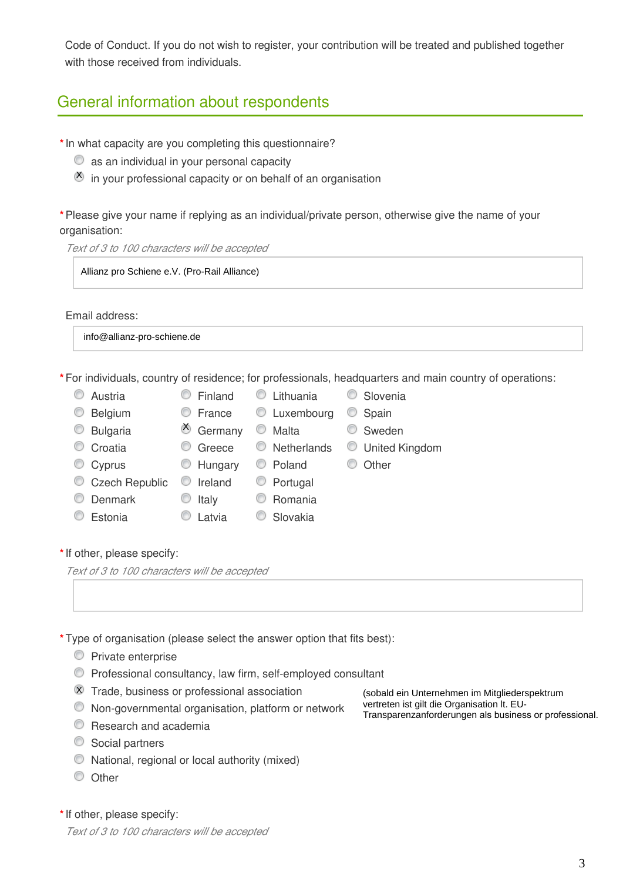Code of Conduct. If you do not wish to register, your contribution will be treated and published together with those received from individuals.

## General information about respondents

*In what capacity are you completing this questionnaire?

- ( ) as an individual in your personal capacity
- (X) in your professional capacity or on behalf of an organisation

*Please give your name if replying as an individual/private person, otherwise give the name of your organisation:

*Text of 3 to 100 characters will be accepted*

Allianz pro Schiene e.V. (Pro-Rail Alliance)

Email address:

info@allianz-pro-schiene.de

*For individuals, country of residence; for professionals, headquarters and main country of operations:

- ( ) Austria
- ( ) Belgium
- ( ) Bulgaria
- ( ) Croatia
- ( ) Cyprus
- ( ) Czech Republic
- ( ) Denmark
- ( ) Estonia
- ( ) Finland
- ( ) France
- (X) Germany
- ( ) Greece
- ( ) Hungary
- ( ) Ireland
- ( ) Italy
- ( ) Latvia
- ( ) Lithuania
- ( ) Luxembourg
- ( ) Malta
- ( ) Netherlands
- ( ) Poland
- ( ) Portugal
- ( ) Romania
- ( ) Slovakia
- ( ) Slovenia
- ( ) Spain
- ( ) Sweden
- ( ) United Kingdom
- ( ) Other

*If other, please specify:

*Text of 3 to 100 characters will be accepted*

*Type of organisation (please select the answer option that fits best):

- ( ) Private enterprise
- ( ) Professional consultancy, law firm, self-employed consultant
- (X) Trade, business or professional association
- ( ) Non-governmental organisation, platform or network
- ( ) Research and academia
- ( ) Social partners
- ( ) National, regional or local authority (mixed)
- ( ) Other

(sobald ein Unternehmen im Mitgliederspektrum vertreten ist gilt die Organisation lt. EU-Transparenzanforderungen als business or professional.

*If other, please specify:

*Text of 3 to 100 characters will be accepted*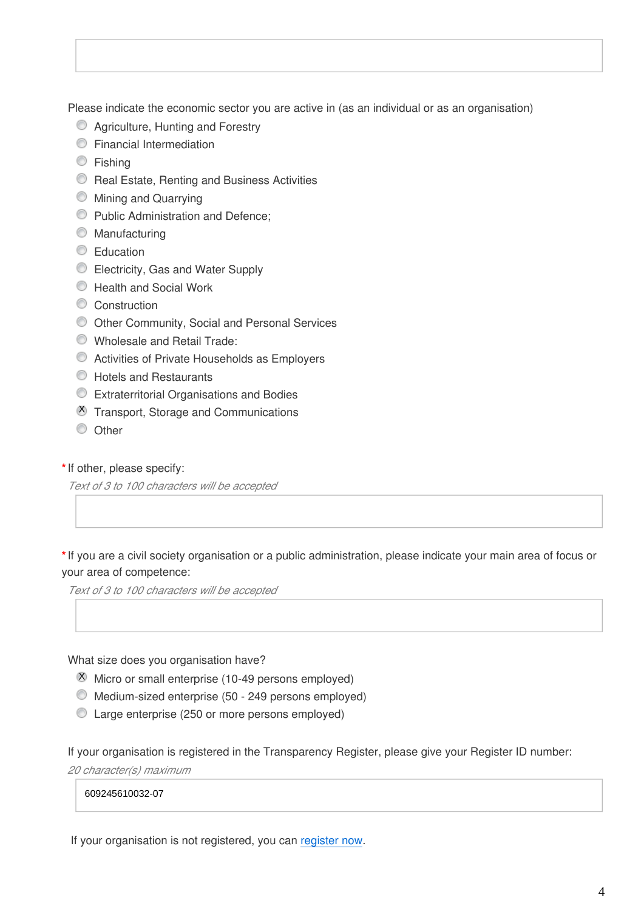Please indicate the economic sector you are active in (as an individual or as an organisation)

- ( ) Agriculture, Hunting and Forestry
- ( ) Financial Intermediation
- ( ) Fishing
- ( ) Real Estate, Renting and Business Activities
- ( ) Mining and Quarrying
- ( ) Public Administration and Defence;
- ( ) Manufacturing
- ( ) Education
- ( ) Electricity, Gas and Water Supply
- ( ) Health and Social Work
- ( ) Construction
- ( ) Other Community, Social and Personal Services
- ( ) Wholesale and Retail Trade:
- ( ) Activities of Private Households as Employers
- ( ) Hotels and Restaurants
- ( ) Extraterritorial Organisations and Bodies
- (X) Transport, Storage and Communications
- ( ) Other

*If other, please specify:

*Text of 3 to 100 characters will be accepted*

*If you are a civil society organisation or a public administration, please indicate your main area of focus or your area of competence:

*Text of 3 to 100 characters will be accepted*

What size does you organisation have?

- (X) Micro or small enterprise (10-49 persons employed)
- ( ) Medium-sized enterprise (50 - 249 persons employed)
- ( ) Large enterprise (250 or more persons employed)

If your organisation is registered in the Transparency Register, please give your Register ID number:

*20 character(s) maximum*

609245610032-07

If your organisation is not registered, you can register now.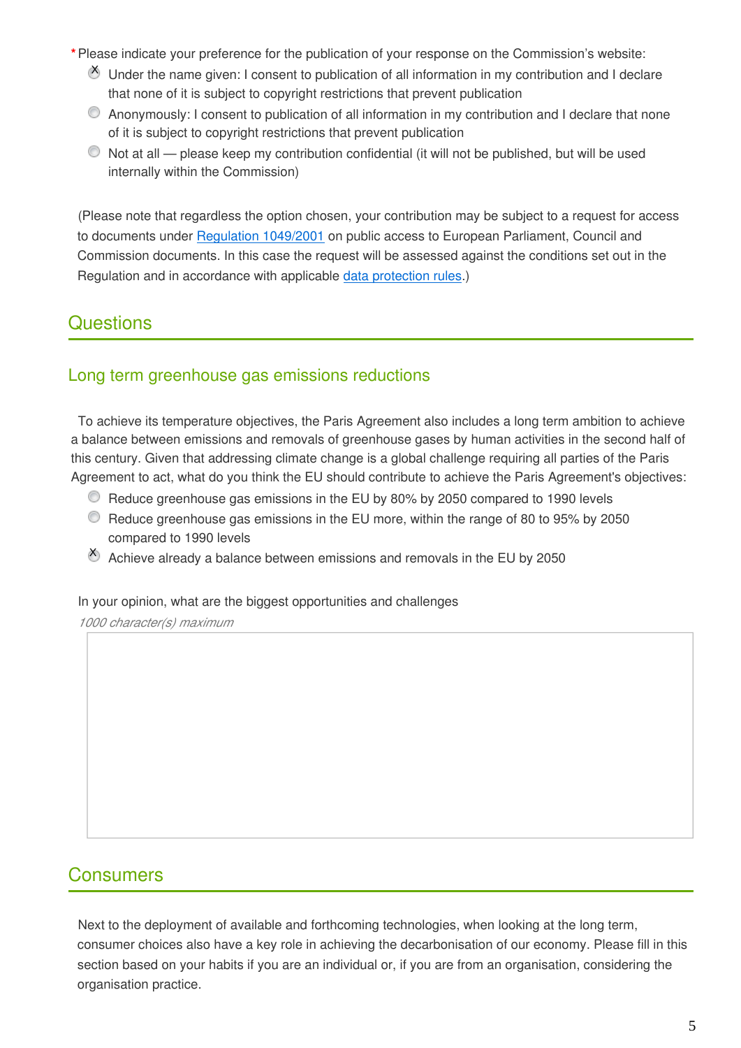*Please indicate your preference for the publication of your response on the Commission's website:

- [x] Under the name given: I consent to publication of all information in my contribution and I declare that none of it is subject to copyright restrictions that prevent publication
- [ ] Anonymously: I consent to publication of all information in my contribution and I declare that none of it is subject to copyright restrictions that prevent publication
- [ ] Not at all — please keep my contribution confidential (it will not be published, but will be used internally within the Commission)

(Please note that regardless the option chosen, your contribution may be subject to a request for access to documents under [Regulation 1049/2001](#) on public access to European Parliament, Council and Commission documents. In this case the request will be assessed against the conditions set out in the Regulation and in accordance with applicable [data protection rules](#).)

## Questions

### Long term greenhouse gas emissions reductions

To achieve its temperature objectives, the Paris Agreement also includes a long term ambition to achieve a balance between emissions and removals of greenhouse gases by human activities in the second half of this century. Given that addressing climate change is a global challenge requiring all parties of the Paris Agreement to act, what do you think the EU should contribute to achieve the Paris Agreement's objectives:

- [ ] Reduce greenhouse gas emissions in the EU by 80% by 2050 compared to 1990 levels
- [ ] Reduce greenhouse gas emissions in the EU more, within the range of 80 to 95% by 2050 compared to 1990 levels
- [x] Achieve already a balance between emissions and removals in the EU by 2050

In your opinion, what are the biggest opportunities and challenges

*1000 character(s) maximum*

## Consumers

Next to the deployment of available and forthcoming technologies, when looking at the long term, consumer choices also have a key role in achieving the decarbonisation of our economy. Please fill in this section based on your habits if you are an individual or, if you are from an organisation, considering the organisation practice.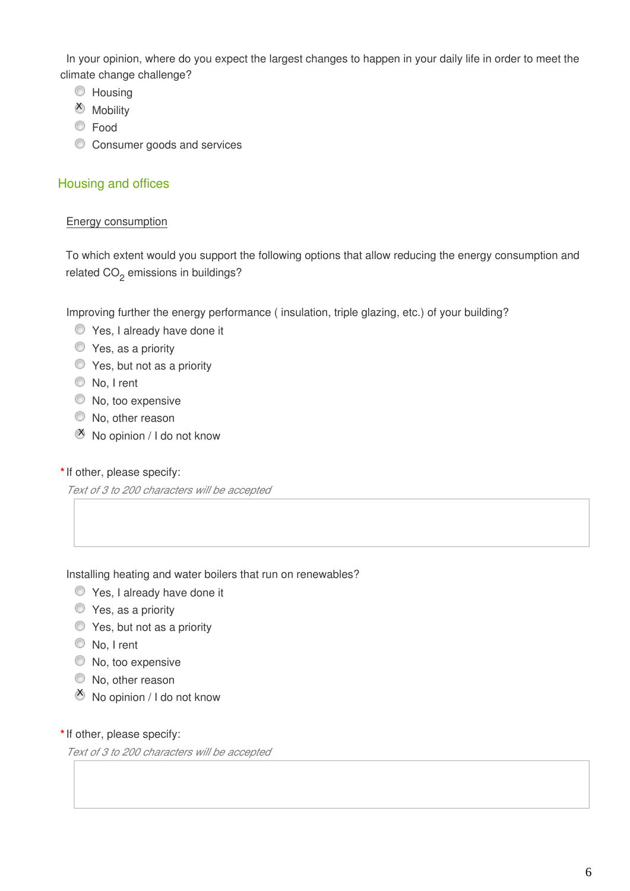In your opinion, where do you expect the largest changes to happen in your daily life in order to meet the climate change challenge?

- ○ Housing
- ☒ Mobility
- ○ Food
- ○ Consumer goods and services

## Housing and offices

Energy consumption

To which extent would you support the following options that allow reducing the energy consumption and related $CO_2$ emissions in buildings?

Improving further the energy performance ( insulation, triple glazing, etc.) of your building?

- ○ Yes, I already have done it
- ○ Yes, as a priority
- ○ Yes, but not as a priority
- ○ No, I rent
- ○ No, too expensive
- ○ No, other reason
- ☒ No opinion / I do not know

\* If other, please specify:

*Text of 3 to 200 characters will be accepted*

Installing heating and water boilers that run on renewables?

- ○ Yes, I already have done it
- ○ Yes, as a priority
- ○ Yes, but not as a priority
- ○ No, I rent
- ○ No, too expensive
- ○ No, other reason
- ☒ No opinion / I do not know

\* If other, please specify:

*Text of 3 to 200 characters will be accepted*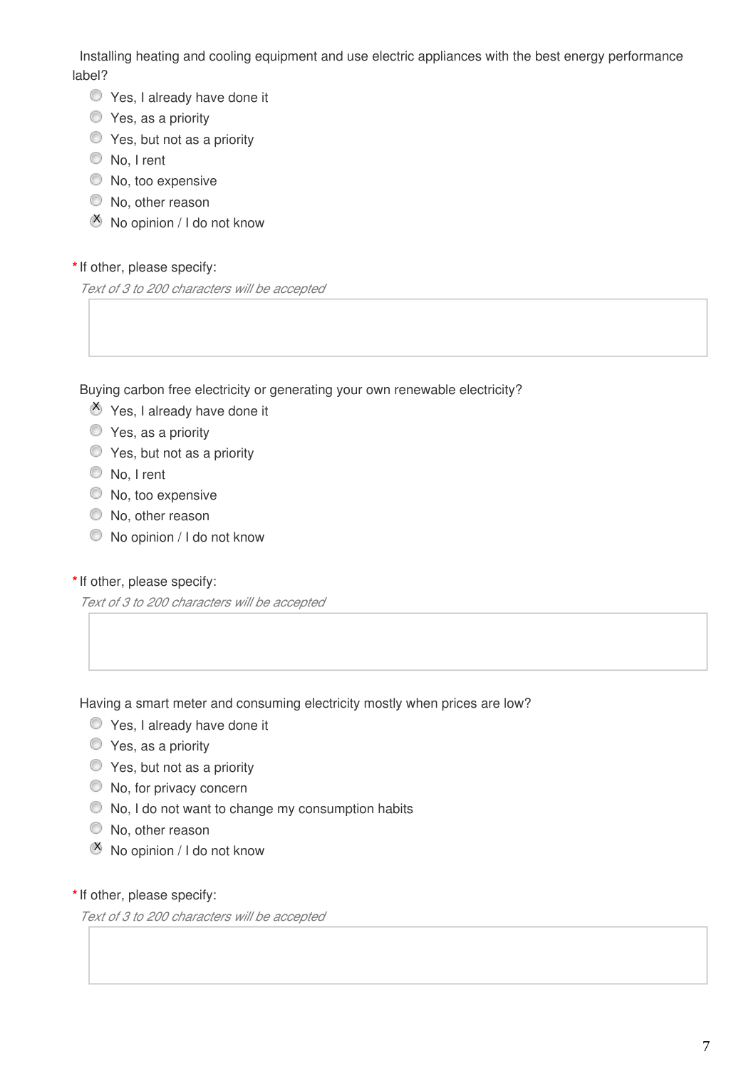Installing heating and cooling equipment and use electric appliances with the best energy performance label?

- ( ) Yes, I already have done it
- ( ) Yes, as a priority
- ( ) Yes, but not as a priority
- ( ) No, I rent
- ( ) No, too expensive
- ( ) No, other reason
- (X) No opinion / I do not know

* If other, please specify:

*Text of 3 to 200 characters will be accepted*

Buying carbon free electricity or generating your own renewable electricity?

- (X) Yes, I already have done it
- ( ) Yes, as a priority
- ( ) Yes, but not as a priority
- ( ) No, I rent
- ( ) No, too expensive
- ( ) No, other reason
- ( ) No opinion / I do not know

* If other, please specify:

*Text of 3 to 200 characters will be accepted*

Having a smart meter and consuming electricity mostly when prices are low?

- ( ) Yes, I already have done it
- ( ) Yes, as a priority
- ( ) Yes, but not as a priority
- ( ) No, for privacy concern
- ( ) No, I do not want to change my consumption habits
- ( ) No, other reason
- (X) No opinion / I do not know

* If other, please specify:

*Text of 3 to 200 characters will be accepted*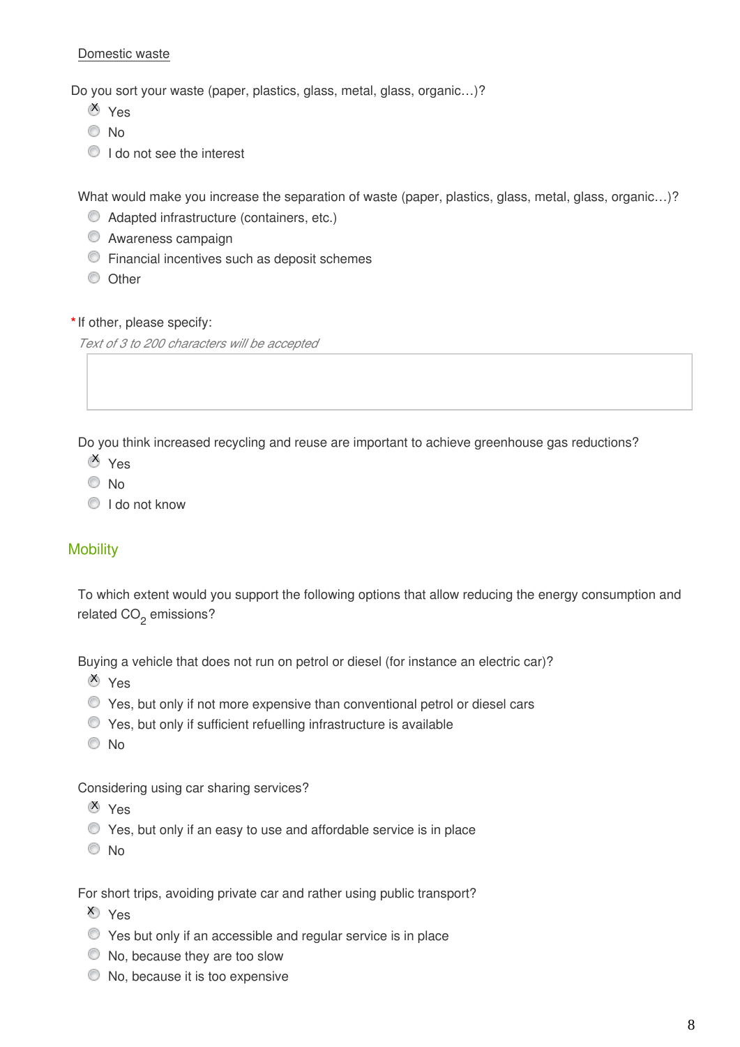Domestic waste

Do you sort your waste (paper, plastics, glass, metal, glass, organic…)?

- [x] Yes
- [ ] No
- [ ] I do not see the interest

What would make you increase the separation of waste (paper, plastics, glass, metal, glass, organic…)?

- [ ] Adapted infrastructure (containers, etc.)
- [ ] Awareness campaign
- [ ] Financial incentives such as deposit schemes
- [ ] Other

*If other, please specify:

*Text of 3 to 200 characters will be accepted*

Do you think increased recycling and reuse are important to achieve greenhouse gas reductions?

- [x] Yes
- [ ] No
- [ ] I do not know

## Mobility

To which extent would you support the following options that allow reducing the energy consumption and related $CO_2$ emissions?

Buying a vehicle that does not run on petrol or diesel (for instance an electric car)?

- [x] Yes
- [ ] Yes, but only if not more expensive than conventional petrol or diesel cars
- [ ] Yes, but only if sufficient refuelling infrastructure is available
- [ ] No

Considering using car sharing services?

- [x] Yes
- [ ] Yes, but only if an easy to use and affordable service is in place
- [ ] No

For short trips, avoiding private car and rather using public transport?

- [x] Yes
- [ ] Yes but only if an accessible and regular service is in place
- [ ] No, because they are too slow
- [ ] No, because it is too expensive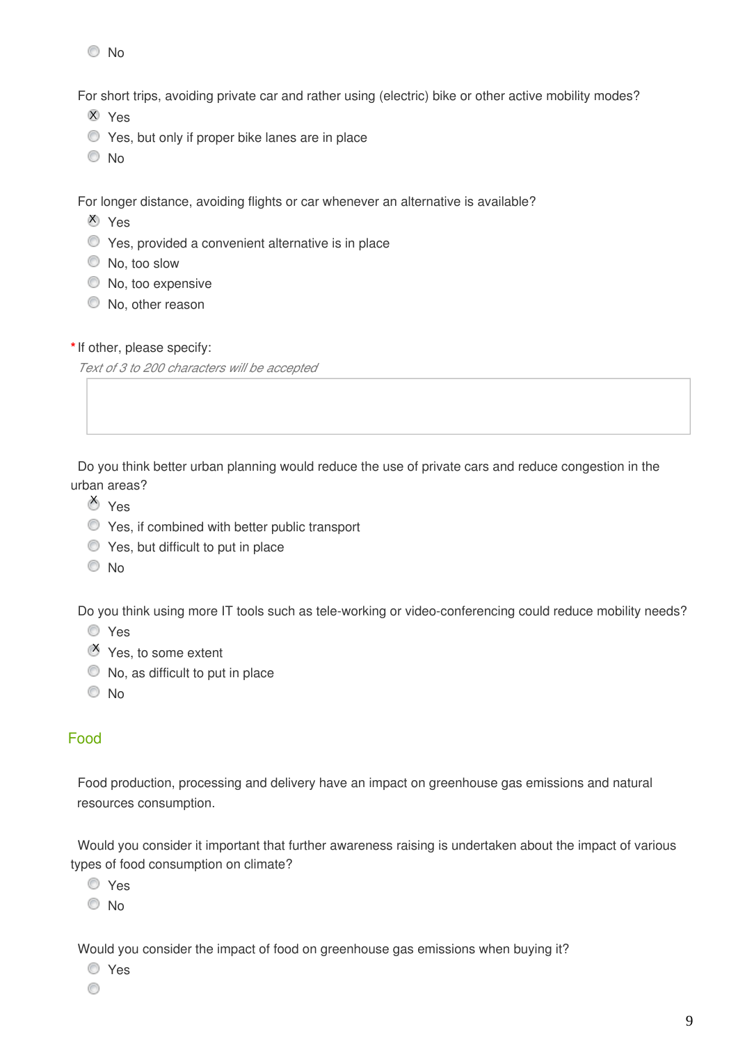- ( ) No

For short trips, avoiding private car and rather using (electric) bike or other active mobility modes?

- (X) Yes
- ( ) Yes, but only if proper bike lanes are in place
- ( ) No

For longer distance, avoiding flights or car whenever an alternative is available?

- (X) Yes
- ( ) Yes, provided a convenient alternative is in place
- ( ) No, too slow
- ( ) No, too expensive
- ( ) No, other reason

*If other, please specify:

*Text of 3 to 200 characters will be accepted*

Do you think better urban planning would reduce the use of private cars and reduce congestion in the urban areas?

- (X) Yes
- ( ) Yes, if combined with better public transport
- ( ) Yes, but difficult to put in place
- ( ) No

Do you think using more IT tools such as tele-working or video-conferencing could reduce mobility needs?

- ( ) Yes
- (X) Yes, to some extent
- ( ) No, as difficult to put in place
- ( ) No

## Food

Food production, processing and delivery have an impact on greenhouse gas emissions and natural resources consumption.

Would you consider it important that further awareness raising is undertaken about the impact of various types of food consumption on climate?

- ( ) Yes
- ( ) No

Would you consider the impact of food on greenhouse gas emissions when buying it?

- ( ) Yes
- ( )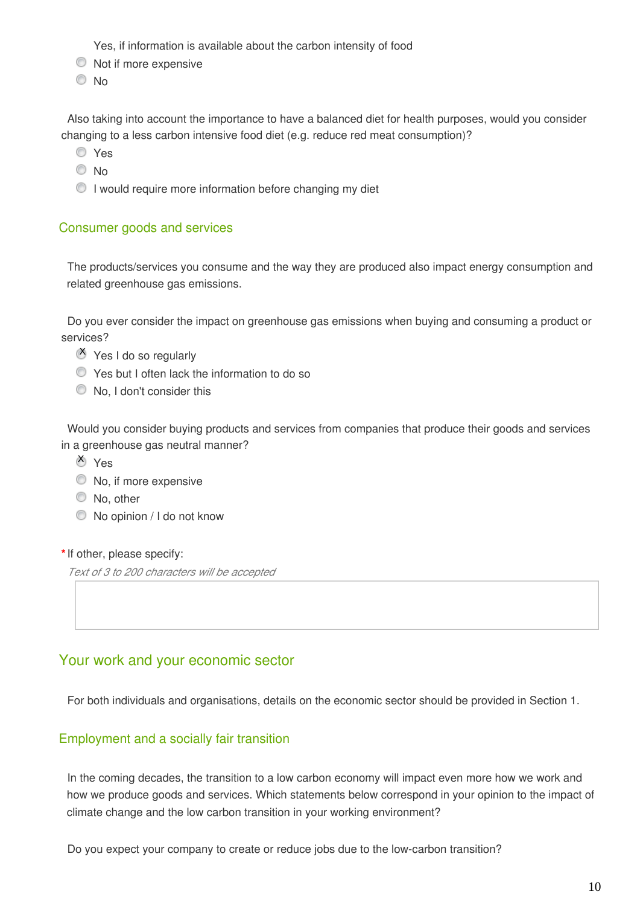Yes, if information is available about the carbon intensity of food

- Not if more expensive
- No

Also taking into account the importance to have a balanced diet for health purposes, would you consider changing to a less carbon intensive food diet (e.g. reduce red meat consumption)?

- Yes
- No
- I would require more information before changing my diet

### Consumer goods and services

The products/services you consume and the way they are produced also impact energy consumption and related greenhouse gas emissions.

Do you ever consider the impact on greenhouse gas emissions when buying and consuming a product or services?

- [X] Yes I do so regularly
- Yes but I often lack the information to do so
- No, I don't consider this

Would you consider buying products and services from companies that produce their goods and services in a greenhouse gas neutral manner?

- [X] Yes
- No, if more expensive
- No, other
- No opinion / I do not know

*If other, please specify:

*Text of 3 to 200 characters will be accepted*

## Your work and your economic sector

For both individuals and organisations, details on the economic sector should be provided in Section 1.

### Employment and a socially fair transition

In the coming decades, the transition to a low carbon economy will impact even more how we work and how we produce goods and services. Which statements below correspond in your opinion to the impact of climate change and the low carbon transition in your working environment?

Do you expect your company to create or reduce jobs due to the low-carbon transition?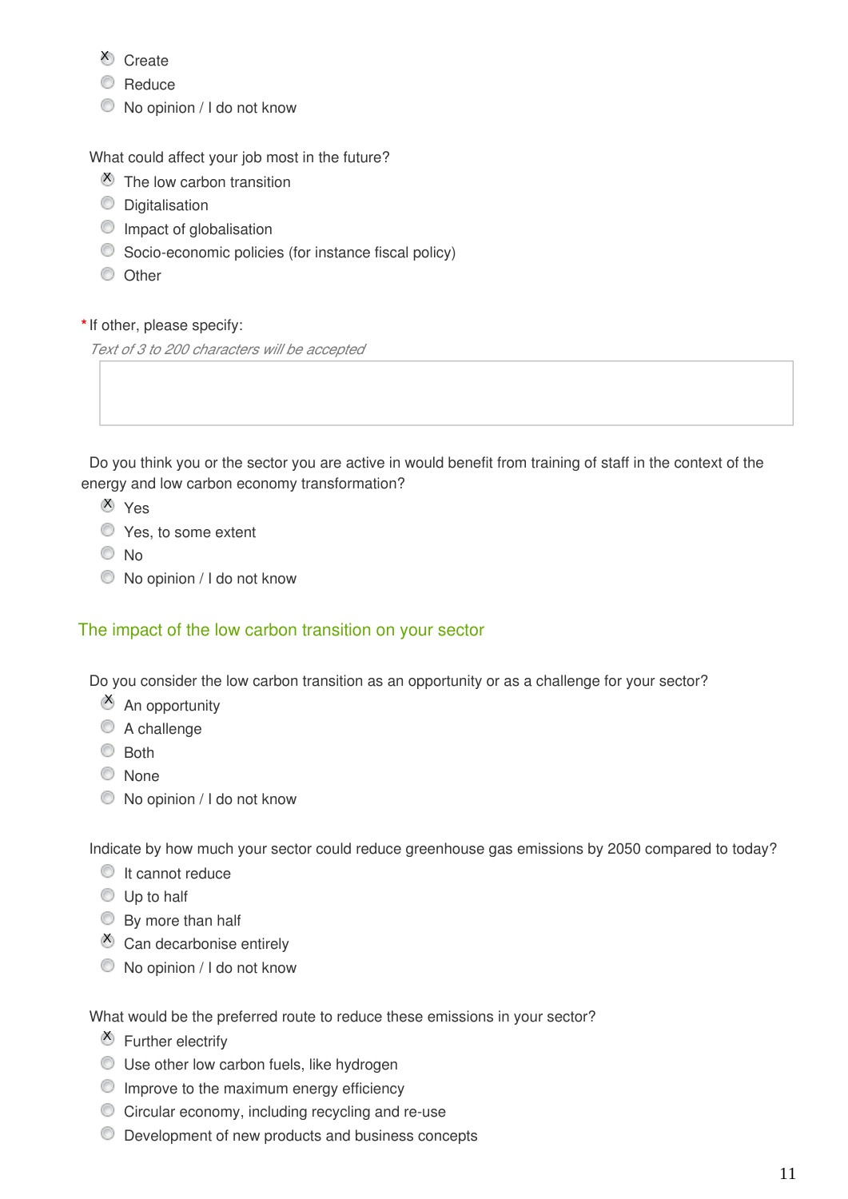- [x] Create
- [ ] Reduce
- [ ] No opinion / I do not know

What could affect your job most in the future?

- [x] The low carbon transition
- [ ] Digitalisation
- [ ] Impact of globalisation
- [ ] Socio-economic policies (for instance fiscal policy)
- [ ] Other

*If other, please specify:

*Text of 3 to 200 characters will be accepted*

Do you think you or the sector you are active in would benefit from training of staff in the context of the energy and low carbon economy transformation?

- [x] Yes
- [ ] Yes, to some extent
- [ ] No
- [ ] No opinion / I do not know

## The impact of the low carbon transition on your sector

Do you consider the low carbon transition as an opportunity or as a challenge for your sector?

- [x] An opportunity
- [ ] A challenge
- [ ] Both
- [ ] None
- [ ] No opinion / I do not know

Indicate by how much your sector could reduce greenhouse gas emissions by 2050 compared to today?

- [ ] It cannot reduce
- [ ] Up to half
- [ ] By more than half
- [x] Can decarbonise entirely
- [ ] No opinion / I do not know

What would be the preferred route to reduce these emissions in your sector?

- [x] Further electrify
- [ ] Use other low carbon fuels, like hydrogen
- [ ] Improve to the maximum energy efficiency
- [ ] Circular economy, including recycling and re-use
- [ ] Development of new products and business concepts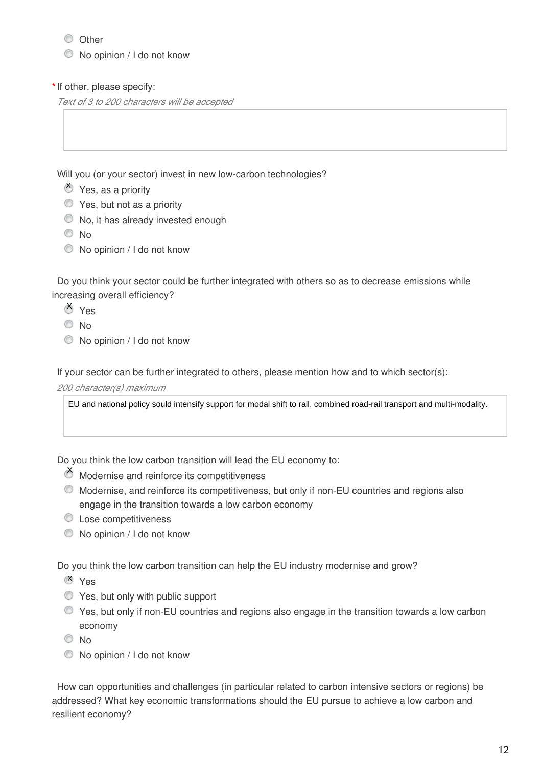- ◯ Other
- ◯ No opinion / I do not know

***If other, please specify:**

*Text of 3 to 200 characters will be accepted*

Will you (or your sector) invest in new low-carbon technologies?

- ☒ Yes, as a priority
- ◯ Yes, but not as a priority
- ◯ No, it has already invested enough
- ◯ No
- ◯ No opinion / I do not know

Do you think your sector could be further integrated with others so as to decrease emissions while increasing overall efficiency?

- ☒ Yes
- ◯ No
- ◯ No opinion / I do not know

If your sector can be further integrated to others, please mention how and to which sector(s):

*200 character(s) maximum*

EU and national policy sould intensify support for modal shift to rail, combined road-rail transport and multi-modality.

Do you think the low carbon transition will lead the EU economy to:

- ☒ Modernise and reinforce its competitiveness
- ◯ Modernise, and reinforce its competitiveness, but only if non-EU countries and regions also engage in the transition towards a low carbon economy
- ◯ Lose competitiveness
- ◯ No opinion / I do not know

Do you think the low carbon transition can help the EU industry modernise and grow?

- ☒ Yes
- ◯ Yes, but only with public support
- ◯ Yes, but only if non-EU countries and regions also engage in the transition towards a low carbon economy
- ◯ No
- ◯ No opinion / I do not know

How can opportunities and challenges (in particular related to carbon intensive sectors or regions) be addressed? What key economic transformations should the EU pursue to achieve a low carbon and resilient economy?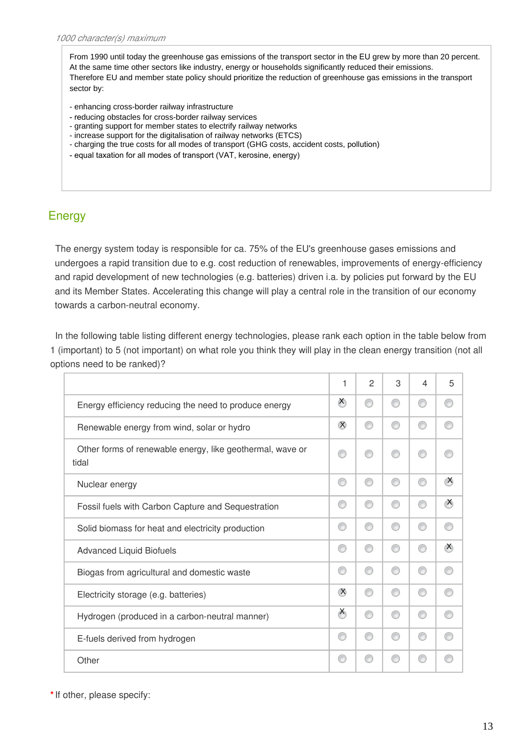*1000 character(s) maximum*

From 1990 until today the greenhouse gas emissions of the transport sector in the EU grew by more than 20 percent. At the same time other sectors like industry, energy or households significantly reduced their emissions.
Therefore EU and member state policy should prioritize the reduction of greenhouse gas emissions in the transport sector by:

- enhancing cross-border railway infrastructure
- reducing obstacles for cross-border railway services
- granting support for member states to electrify railway networks
- increase support for the digitalisation of railway networks (ETCS)
- charging the true costs for all modes of transport (GHG costs, accident costs, pollution)
- equal taxation for all modes of transport (VAT, kerosine, energy)

## Energy

The energy system today is responsible for ca. 75% of the EU's greenhouse gases emissions and undergoes a rapid transition due to e.g. cost reduction of renewables, improvements of energy-efficiency and rapid development of new technologies (e.g. batteries) driven i.a. by policies put forward by the EU and its Member States. Accelerating this change will play a central role in the transition of our economy towards a carbon-neutral economy.

In the following table listing different energy technologies, please rank each option in the table below from 1 (important) to 5 (not important) on what role you think they will play in the clean energy transition (not all options need to be ranked)?

| | 1 | 2 | 3 | 4 | 5 |
|---|---|---|---|---|---|
| Energy efficiency reducing the need to produce energy | X | | | | |
| Renewable energy from wind, solar or hydro | X | | | | |
| Other forms of renewable energy, like geothermal, wave or tidal | | | | | |
| Nuclear energy | | | | | X |
| Fossil fuels with Carbon Capture and Sequestration | | | | | X |
| Solid biomass for heat and electricity production | | | | | |
| Advanced Liquid Biofuels | | | | | X |
| Biogas from agricultural and domestic waste | | | | | |
| Electricity storage (e.g. batteries) | X | | | | |
| Hydrogen (produced in a carbon-neutral manner) | X | | | | |
| E-fuels derived from hydrogen | | | | | |
| Other | | | | | |

* If other, please specify: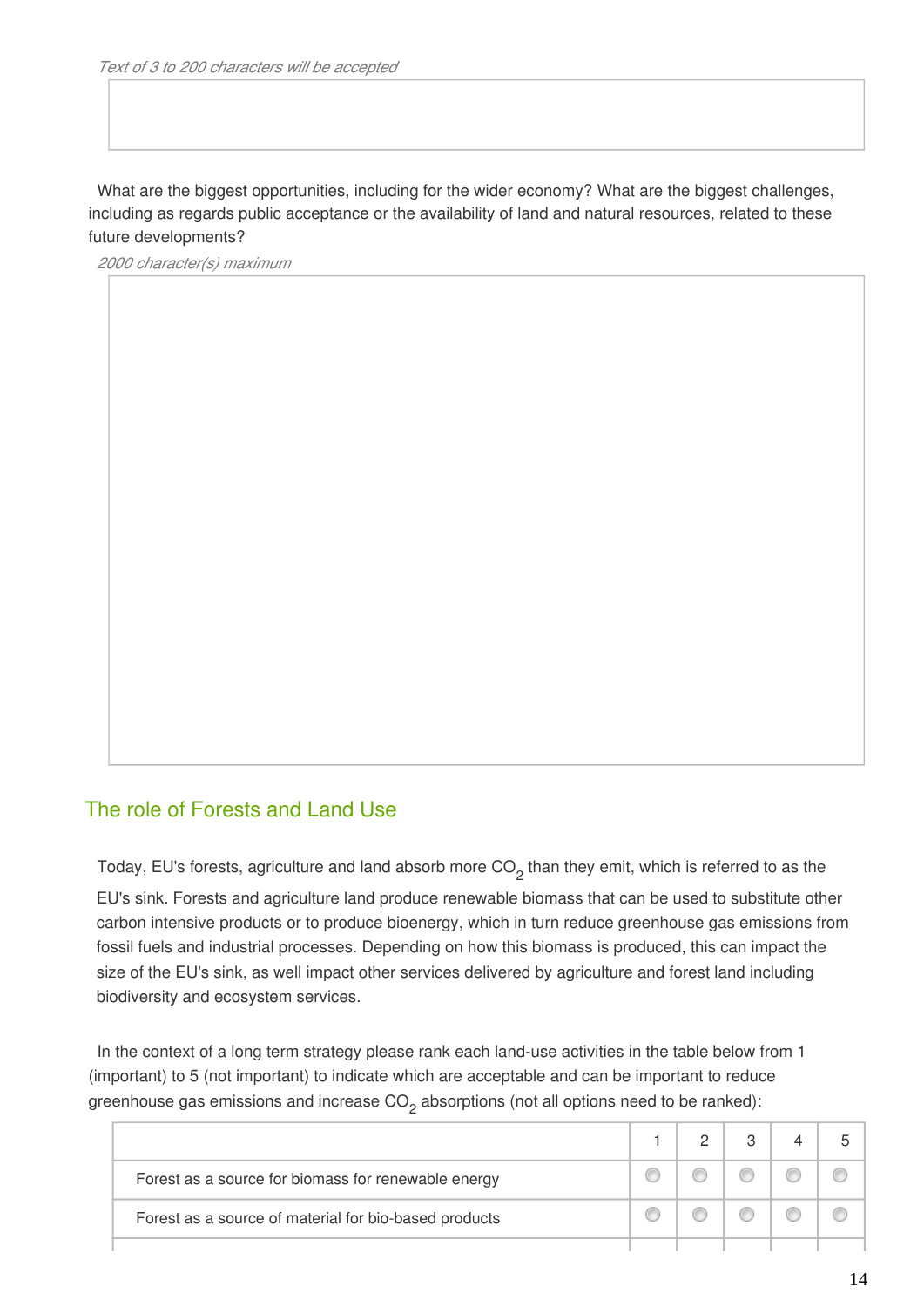*Text of 3 to 200 characters will be accepted*

What are the biggest opportunities, including for the wider economy? What are the biggest challenges, including as regards public acceptance or the availability of land and natural resources, related to these future developments?

*2000 character(s) maximum*

## The role of Forests and Land Use

Today, EU's forests, agriculture and land absorb more $CO_2$ than they emit, which is referred to as the EU's sink. Forests and agriculture land produce renewable biomass that can be used to substitute other carbon intensive products or to produce bioenergy, which in turn reduce greenhouse gas emissions from fossil fuels and industrial processes. Depending on how this biomass is produced, this can impact the size of the EU's sink, as well impact other services delivered by agriculture and forest land including biodiversity and ecosystem services.

In the context of a long term strategy please rank each land-use activities in the table below from 1 (important) to 5 (not important) to indicate which are acceptable and can be important to reduce greenhouse gas emissions and increase $CO_2$ absorptions (not all options need to be ranked):

| | 1 | 2 | 3 | 4 | 5 |
|---|---|---|---|---|---|
| Forest as a source for biomass for renewable energy | | | | | |
| Forest as a source of material for bio-based products | | | | | |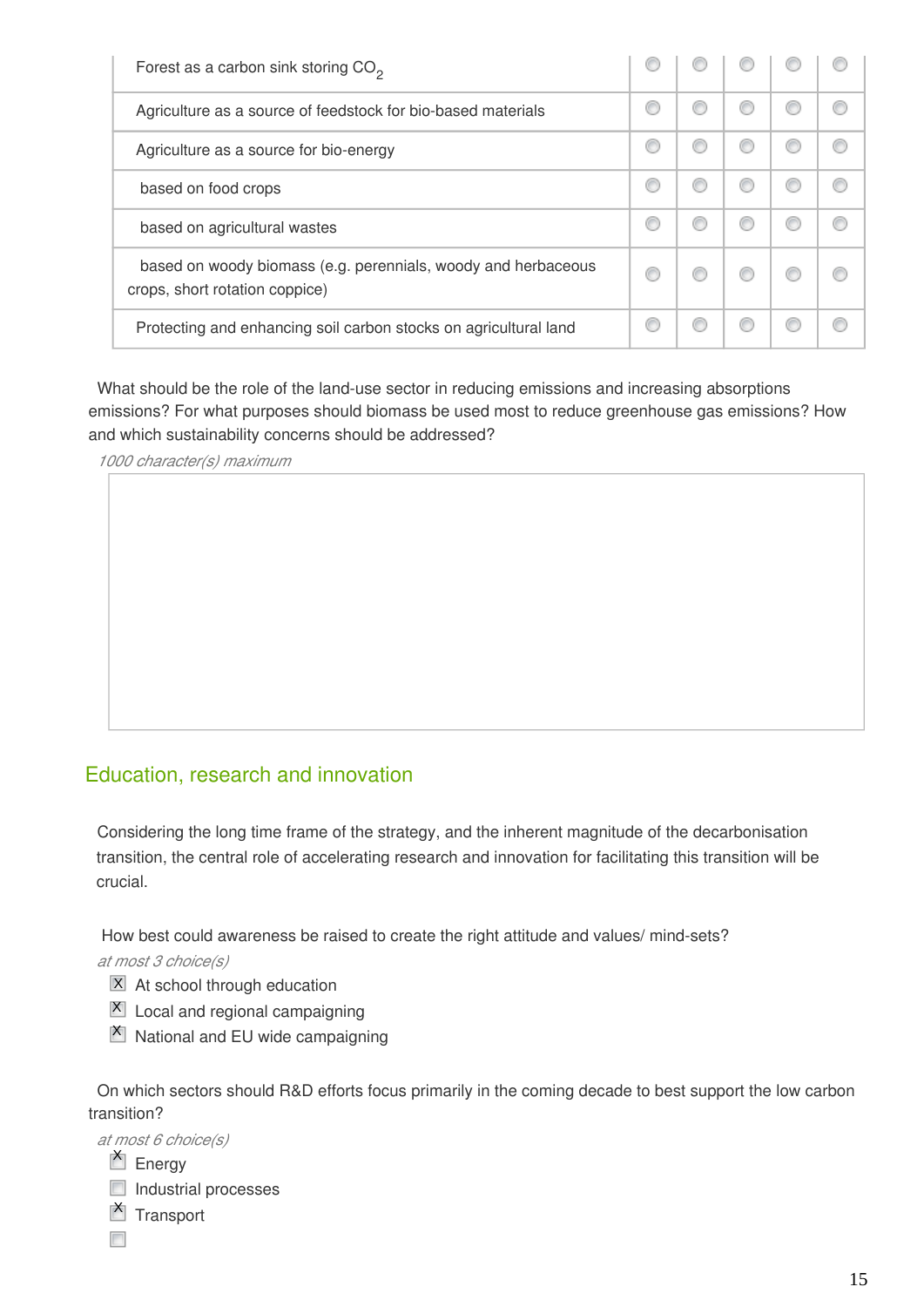| | | | | | |
|---|---|---|---|---|---|
| Forest as a carbon sink storing $CO_2$ | ◯ | ◯ | ◯ | ◯ | ◯ |
| Agriculture as a source of feedstock for bio-based materials | ◯ | ◯ | ◯ | ◯ | ◯ |
| Agriculture as a source for bio-energy | ◯ | ◯ | ◯ | ◯ | ◯ |
| based on food crops | ◯ | ◯ | ◯ | ◯ | ◯ |
| based on agricultural wastes | ◯ | ◯ | ◯ | ◯ | ◯ |
| based on woody biomass (e.g. perennials, woody and herbaceous crops, short rotation coppice) | ◯ | ◯ | ◯ | ◯ | ◯ |
| Protecting and enhancing soil carbon stocks on agricultural land | ◯ | ◯ | ◯ | ◯ | ◯ |

What should be the role of the land-use sector in reducing emissions and increasing absorptions emissions? For what purposes should biomass be used most to reduce greenhouse gas emissions? How and which sustainability concerns should be addressed?

*1000 character(s) maximum*

## Education, research and innovation

Considering the long time frame of the strategy, and the inherent magnitude of the decarbonisation transition, the central role of accelerating research and innovation for facilitating this transition will be crucial.

How best could awareness be raised to create the right attitude and values/ mind-sets?

*at most 3 choice(s)*

- [x] At school through education
- [x] Local and regional campaigning
- [x] National and EU wide campaigning

On which sectors should R&D efforts focus primarily in the coming decade to best support the low carbon transition?

*at most 6 choice(s)*

- [x] Energy
- [ ] Industrial processes
- [x] Transport
- [ ]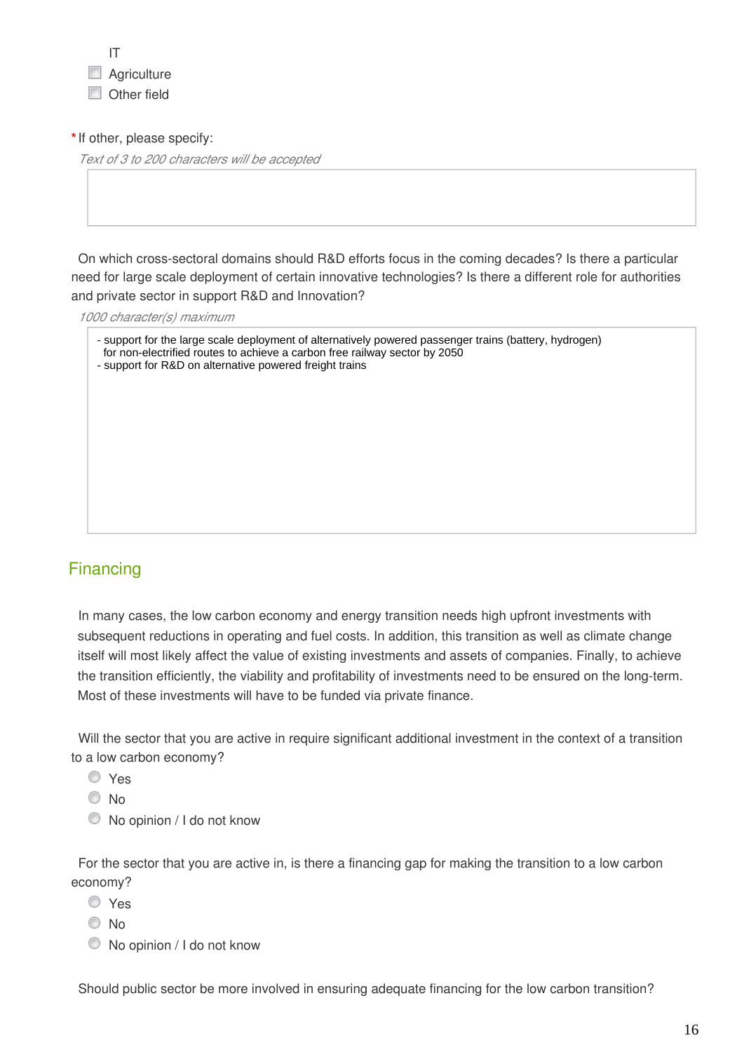IT
- ☐ Agriculture
- ☐ Other field

*If other, please specify:

*Text of 3 to 200 characters will be accepted*

On which cross-sectoral domains should R&D efforts focus in the coming decades? Is there a particular need for large scale deployment of certain innovative technologies? Is there a different role for authorities and private sector in support R&D and Innovation?

*1000 character(s) maximum*

> - support for the large scale deployment of alternatively powered passenger trains (battery, hydrogen) for non-electrified routes to achieve a carbon free railway sector by 2050
> - support for R&D on alternative powered freight trains

## Financing

In many cases, the low carbon economy and energy transition needs high upfront investments with subsequent reductions in operating and fuel costs. In addition, this transition as well as climate change itself will most likely affect the value of existing investments and assets of companies. Finally, to achieve the transition efficiently, the viability and profitability of investments need to be ensured on the long-term. Most of these investments will have to be funded via private finance.

Will the sector that you are active in require significant additional investment in the context of a transition to a low carbon economy?

- ◯ Yes
- ◯ No
- ◯ No opinion / I do not know

For the sector that you are active in, is there a financing gap for making the transition to a low carbon economy?

- ◯ Yes
- ◯ No
- ◯ No opinion / I do not know

Should public sector be more involved in ensuring adequate financing for the low carbon transition?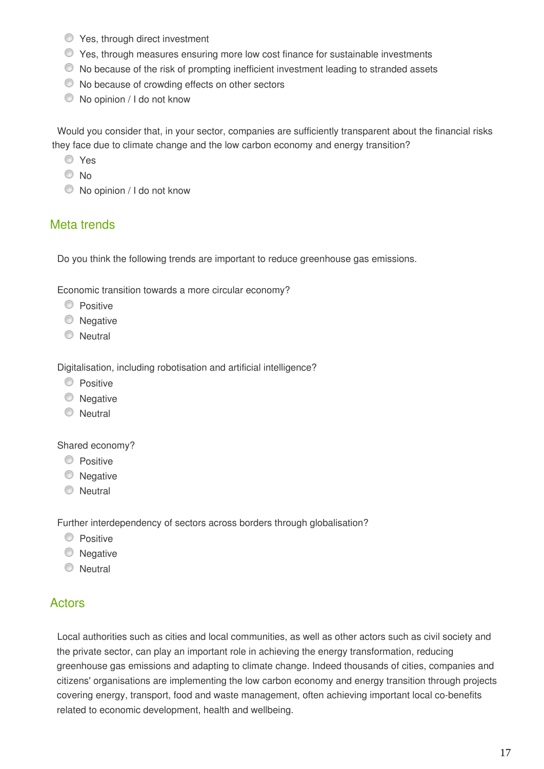- Yes, through direct investment
- Yes, through measures ensuring more low cost finance for sustainable investments
- No because of the risk of prompting inefficient investment leading to stranded assets
- No because of crowding effects on other sectors
- No opinion / I do not know

Would you consider that, in your sector, companies are sufficiently transparent about the financial risks they face due to climate change and the low carbon economy and energy transition?

- Yes
- No
- No opinion / I do not know

## Meta trends

Do you think the following trends are important to reduce greenhouse gas emissions.

Economic transition towards a more circular economy?

- Positive
- Negative
- Neutral

Digitalisation, including robotisation and artificial intelligence?

- Positive
- Negative
- Neutral

Shared economy?

- Positive
- Negative
- Neutral

Further interdependency of sectors across borders through globalisation?

- Positive
- Negative
- Neutral

## Actors

Local authorities such as cities and local communities, as well as other actors such as civil society and the private sector, can play an important role in achieving the energy transformation, reducing greenhouse gas emissions and adapting to climate change. Indeed thousands of cities, companies and citizens' organisations are implementing the low carbon economy and energy transition through projects covering energy, transport, food and waste management, often achieving important local co-benefits related to economic development, health and wellbeing.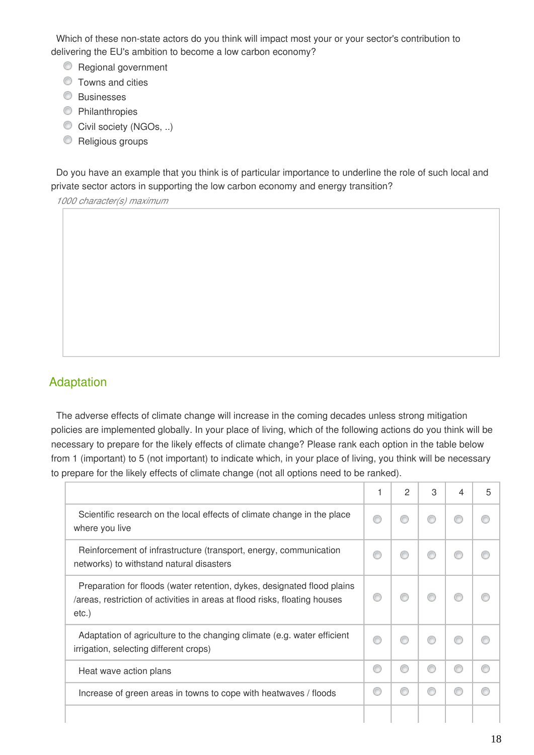Which of these non-state actors do you think will impact most your or your sector's contribution to delivering the EU's ambition to become a low carbon economy?

- Regional government
- Towns and cities
- Businesses
- Philanthropies
- Civil society (NGOs, ..)
- Religious groups

Do you have an example that you think is of particular importance to underline the role of such local and private sector actors in supporting the low carbon economy and energy transition?

*1000 character(s) maximum*

## Adaptation

The adverse effects of climate change will increase in the coming decades unless strong mitigation policies are implemented globally. In your place of living, which of the following actions do you think will be necessary to prepare for the likely effects of climate change? Please rank each option in the table below from 1 (important) to 5 (not important) to indicate which, in your place of living, you think will be necessary to prepare for the likely effects of climate change (not all options need to be ranked).

| | 1 | 2 | 3 | 4 | 5 |
|---|---|---|---|---|---|
| Scientific research on the local effects of climate change in the place where you live | | | | | |
| Reinforcement of infrastructure (transport, energy, communication networks) to withstand natural disasters | | | | | |
| Preparation for floods (water retention, dykes, designated flood plains /areas, restriction of activities in areas at flood risks, floating houses etc.) | | | | | |
| Adaptation of agriculture to the changing climate (e.g. water efficient irrigation, selecting different crops) | | | | | |
| Heat wave action plans | | | | | |
| Increase of green areas in towns to cope with heatwaves / floods | | | | | |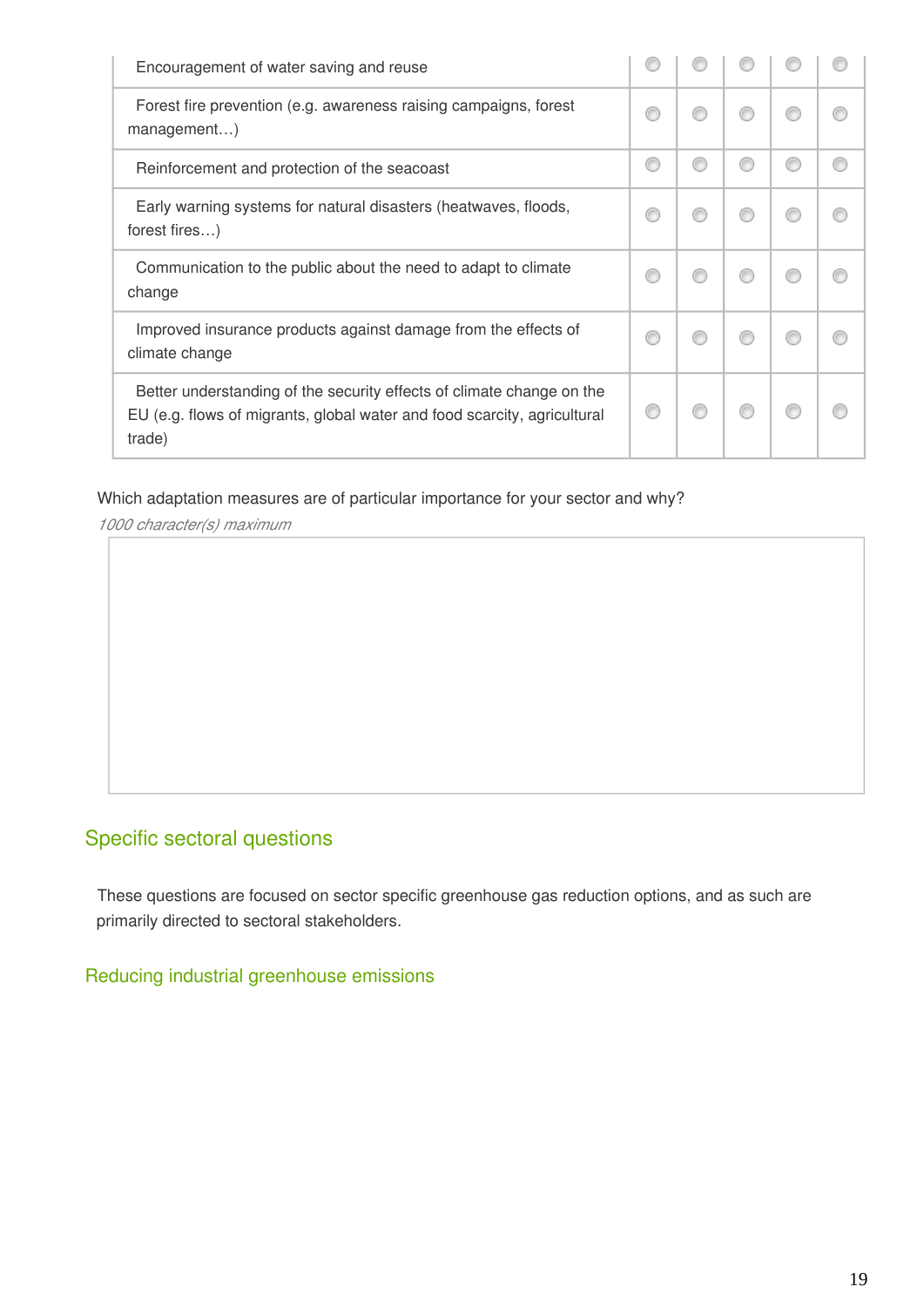| | | | | | |
|---|---|---|---|---|---|
| Encouragement of water saving and reuse | ◯ | ◯ | ◯ | ◯ | ◯ |
| Forest fire prevention (e.g. awareness raising campaigns, forest management…) | ◯ | ◯ | ◯ | ◯ | ◯ |
| Reinforcement and protection of the seacoast | ◯ | ◯ | ◯ | ◯ | ◯ |
| Early warning systems for natural disasters (heatwaves, floods, forest fires…) | ◯ | ◯ | ◯ | ◯ | ◯ |
| Communication to the public about the need to adapt to climate change | ◯ | ◯ | ◯ | ◯ | ◯ |
| Improved insurance products against damage from the effects of climate change | ◯ | ◯ | ◯ | ◯ | ◯ |
| Better understanding of the security effects of climate change on the EU (e.g. flows of migrants, global water and food scarcity, agricultural trade) | ◯ | ◯ | ◯ | ◯ | ◯ |

Which adaptation measures are of particular importance for your sector and why?

*1000 character(s) maximum*

## Specific sectoral questions

These questions are focused on sector specific greenhouse gas reduction options, and as such are primarily directed to sectoral stakeholders.

### Reducing industrial greenhouse emissions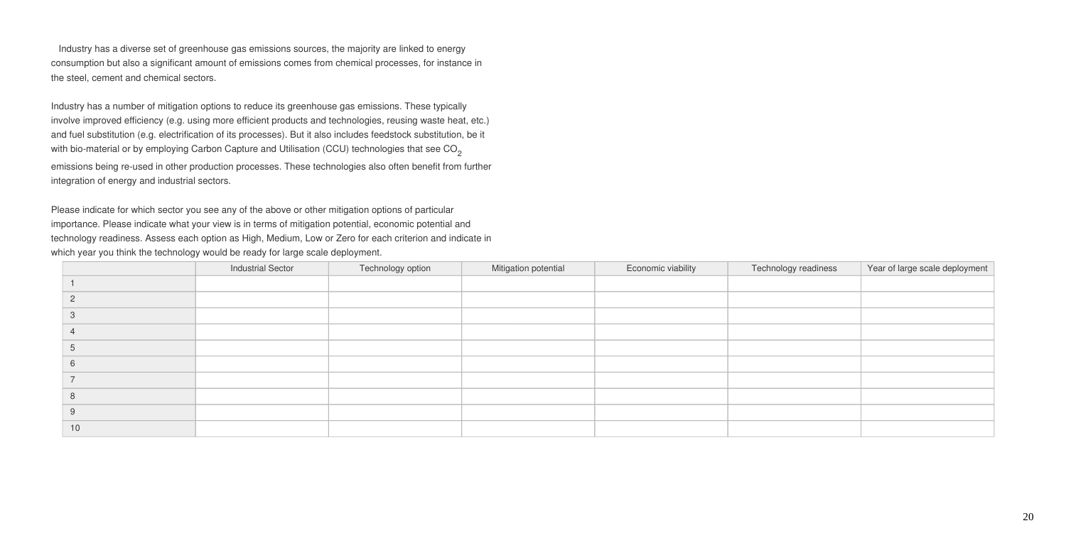Industry has a diverse set of greenhouse gas emissions sources, the majority are linked to energy consumption but also a significant amount of emissions comes from chemical processes, for instance in the steel, cement and chemical sectors.

Industry has a number of mitigation options to reduce its greenhouse gas emissions. These typically involve improved efficiency (e.g. using more efficient products and technologies, reusing waste heat, etc.) and fuel substitution (e.g. electrification of its processes). But it also includes feedstock substitution, be it with bio-material or by employing Carbon Capture and Utilisation (CCU) technologies that see $CO_2$ emissions being re-used in other production processes. These technologies also often benefit from further integration of energy and industrial sectors.

Please indicate for which sector you see any of the above or other mitigation options of particular importance. Please indicate what your view is in terms of mitigation potential, economic potential and technology readiness. Assess each option as High, Medium, Low or Zero for each criterion and indicate in which year you think the technology would be ready for large scale deployment.

| | Industrial Sector | Technology option | Mitigation potential | Economic viability | Technology readiness | Year of large scale deployment |
|---|---|---|---|---|---|---|
| 1 | | | | | | |
| 2 | | | | | | |
| 3 | | | | | | |
| 4 | | | | | | |
| 5 | | | | | | |
| 6 | | | | | | |
| 7 | | | | | | |
| 8 | | | | | | |
| 9 | | | | | | |
| 10 | | | | | | |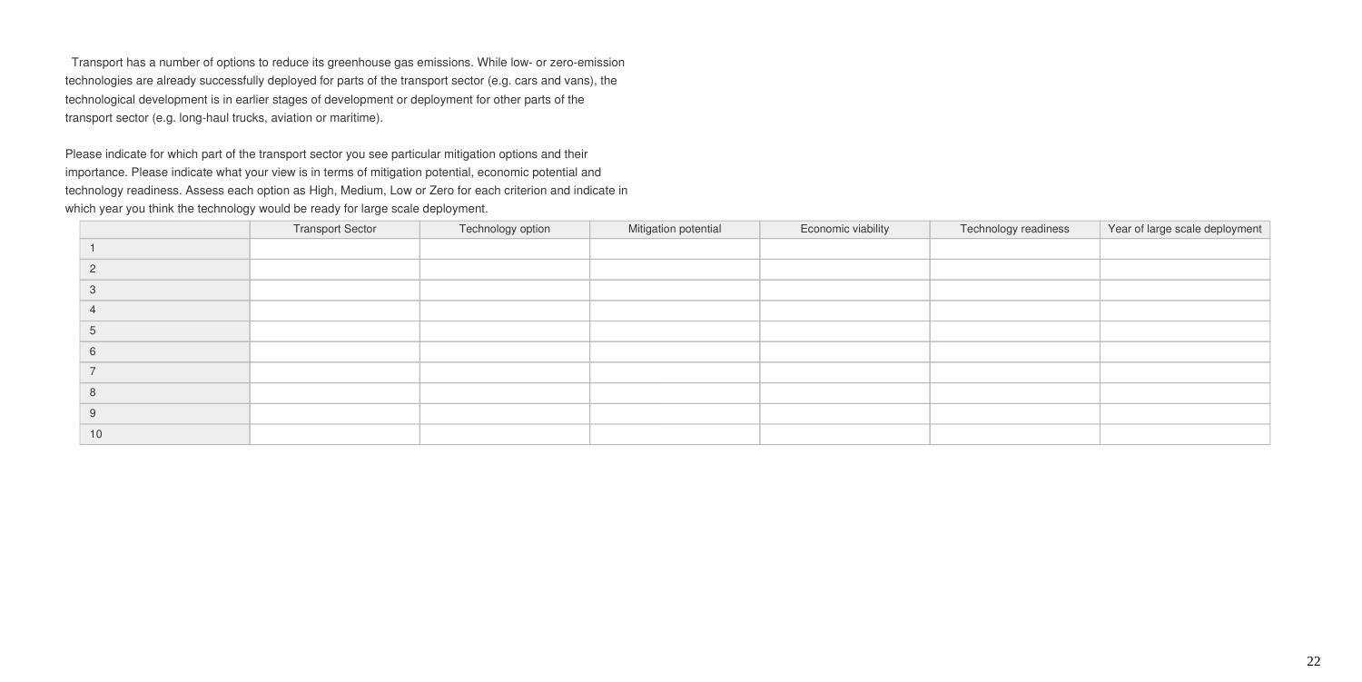Transport has a number of options to reduce its greenhouse gas emissions. While low- or zero-emission technologies are already successfully deployed for parts of the transport sector (e.g. cars and vans), the technological development is in earlier stages of development or deployment for other parts of the transport sector (e.g. long-haul trucks, aviation or maritime).

Please indicate for which part of the transport sector you see particular mitigation options and their importance. Please indicate what your view is in terms of mitigation potential, economic potential and technology readiness. Assess each option as High, Medium, Low or Zero for each criterion and indicate in which year you think the technology would be ready for large scale deployment.

| | Transport Sector | Technology option | Mitigation potential | Economic viability | Technology readiness | Year of large scale deployment |
|---|---|---|---|---|---|---|
| 1 | | | | | | |
| 2 | | | | | | |
| 3 | | | | | | |
| 4 | | | | | | |
| 5 | | | | | | |
| 6 | | | | | | |
| 7 | | | | | | |
| 8 | | | | | | |
| 9 | | | | | | |
| 10 | | | | | | |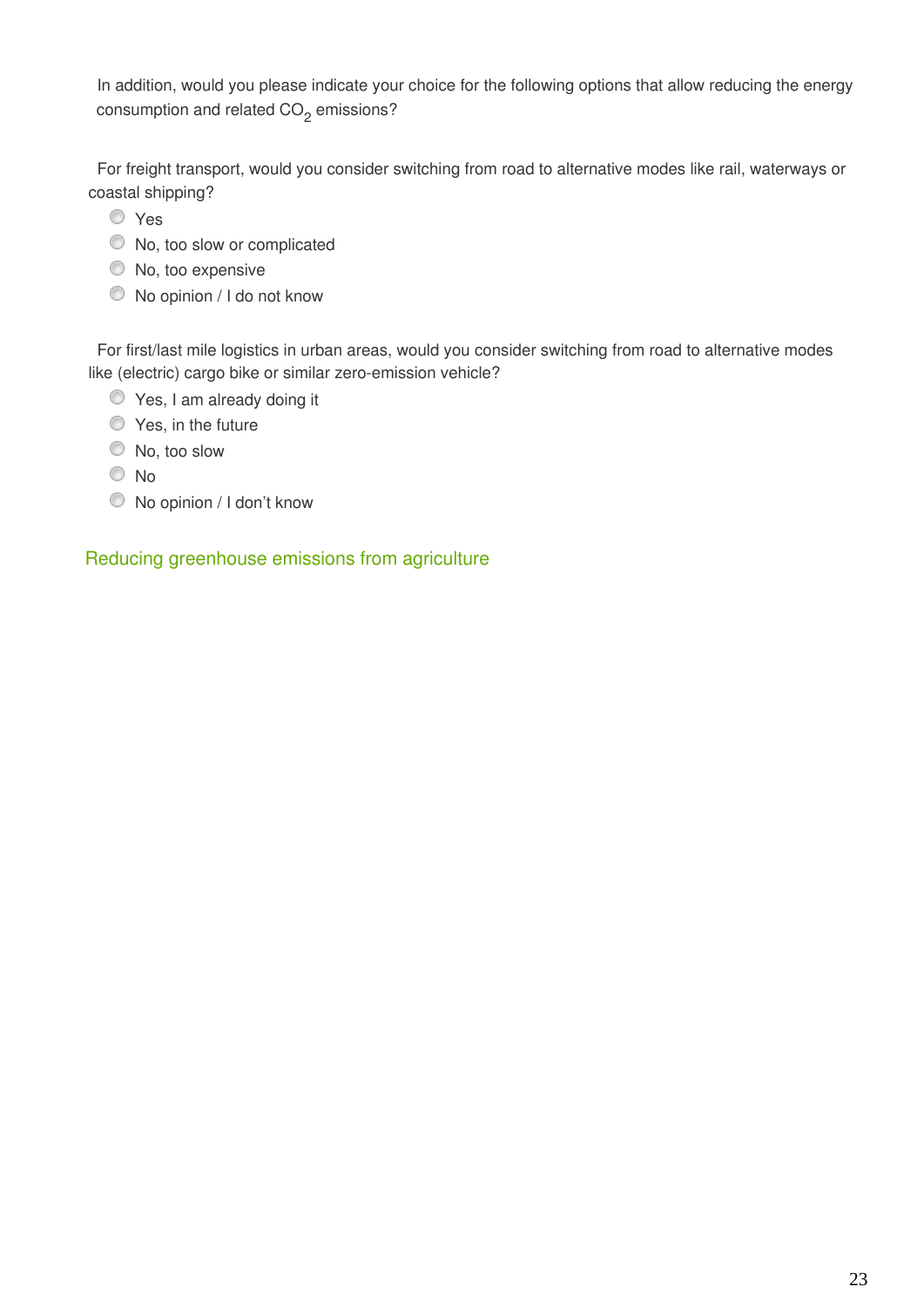In addition, would you please indicate your choice for the following options that allow reducing the energy consumption and related $CO_2$ emissions?

For freight transport, would you consider switching from road to alternative modes like rail, waterways or coastal shipping?

- Yes
- No, too slow or complicated
- No, too expensive
- No opinion / I do not know

For first/last mile logistics in urban areas, would you consider switching from road to alternative modes like (electric) cargo bike or similar zero-emission vehicle?

- Yes, I am already doing it
- Yes, in the future
- No, too slow
- No
- No opinion / I don't know

## Reducing greenhouse emissions from agriculture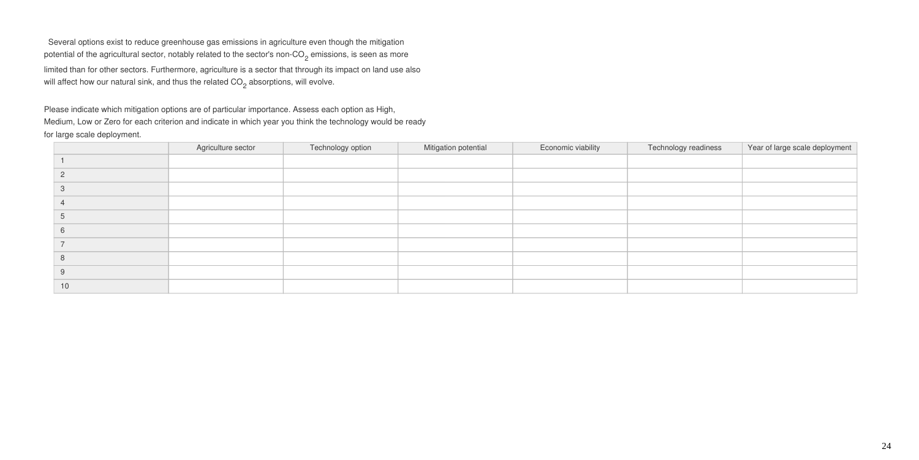Several options exist to reduce greenhouse gas emissions in agriculture even though the mitigation potential of the agricultural sector, notably related to the sector's non-$CO_2$ emissions, is seen as more limited than for other sectors. Furthermore, agriculture is a sector that through its impact on land use also will affect how our natural sink, and thus the related $CO_2$ absorptions, will evolve.

Please indicate which mitigation options are of particular importance. Assess each option as High, Medium, Low or Zero for each criterion and indicate in which year you think the technology would be ready for large scale deployment.

| | Agriculture sector | Technology option | Mitigation potential | Economic viability | Technology readiness | Year of large scale deployment |
|---|---|---|---|---|---|---|
| 1 | | | | | | |
| 2 | | | | | | |
| 3 | | | | | | |
| 4 | | | | | | |
| 5 | | | | | | |
| 6 | | | | | | |
| 7 | | | | | | |
| 8 | | | | | | |
| 9 | | | | | | |
| 10 | | | | | | |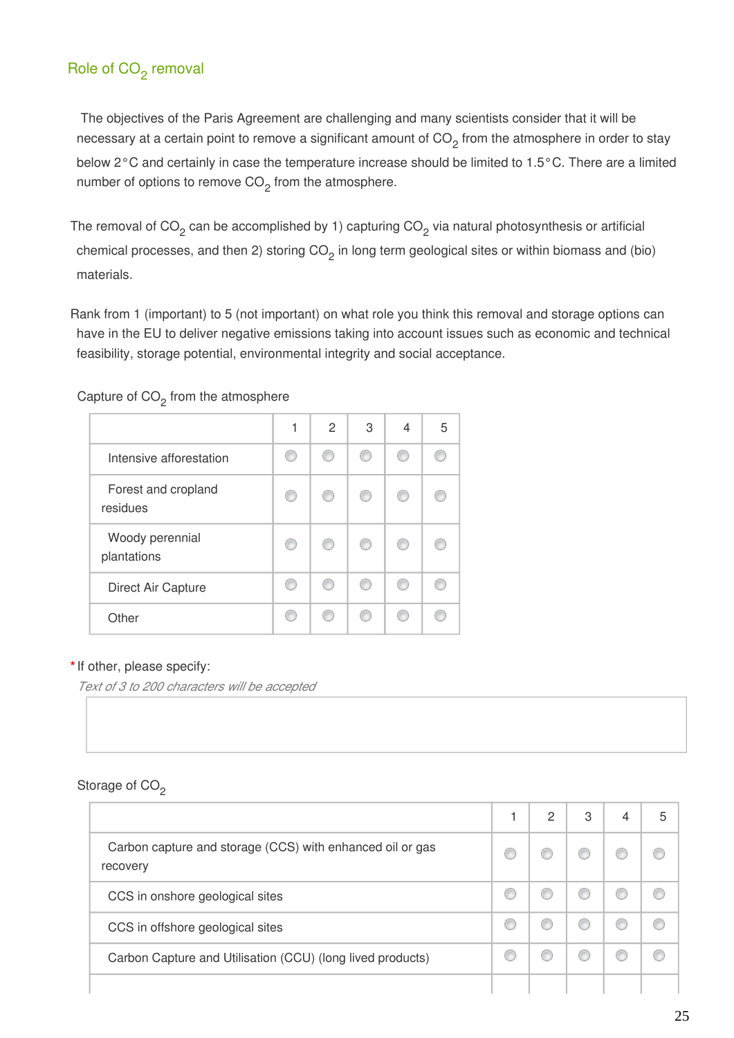## Role of $CO_2$ removal

The objectives of the Paris Agreement are challenging and many scientists consider that it will be necessary at a certain point to remove a significant amount of $CO_2$ from the atmosphere in order to stay below 2°C and certainly in case the temperature increase should be limited to 1.5°C. There are a limited number of options to remove $CO_2$ from the atmosphere.

The removal of $CO_2$ can be accomplished by 1) capturing $CO_2$ via natural photosynthesis or artificial chemical processes, and then 2) storing $CO_2$ in long term geological sites or within biomass and (bio) materials.

Rank from 1 (important) to 5 (not important) on what role you think this removal and storage options can have in the EU to deliver negative emissions taking into account issues such as economic and technical feasibility, storage potential, environmental integrity and social acceptance.

Capture of $CO_2$ from the atmosphere

| | 1 | 2 | 3 | 4 | 5 |
|---|---|---|---|---|---|
| Intensive afforestation | ○ | ○ | ○ | ○ | ○ |
| Forest and cropland residues | ○ | ○ | ○ | ○ | ○ |
| Woody perennial plantations | ○ | ○ | ○ | ○ | ○ |
| Direct Air Capture | ○ | ○ | ○ | ○ | ○ |
| Other | ○ | ○ | ○ | ○ | ○ |

\* If other, please specify:

*Text of 3 to 200 characters will be accepted*

Storage of $CO_2$

| | 1 | 2 | 3 | 4 | 5 |
|---|---|---|---|---|---|
| Carbon capture and storage (CCS) with enhanced oil or gas recovery | ○ | ○ | ○ | ○ | ○ |
| CCS in onshore geological sites | ○ | ○ | ○ | ○ | ○ |
| CCS in offshore geological sites | ○ | ○ | ○ | ○ | ○ |
| Carbon Capture and Utilisation (CCU) (long lived products) | ○ | ○ | ○ | ○ | ○ |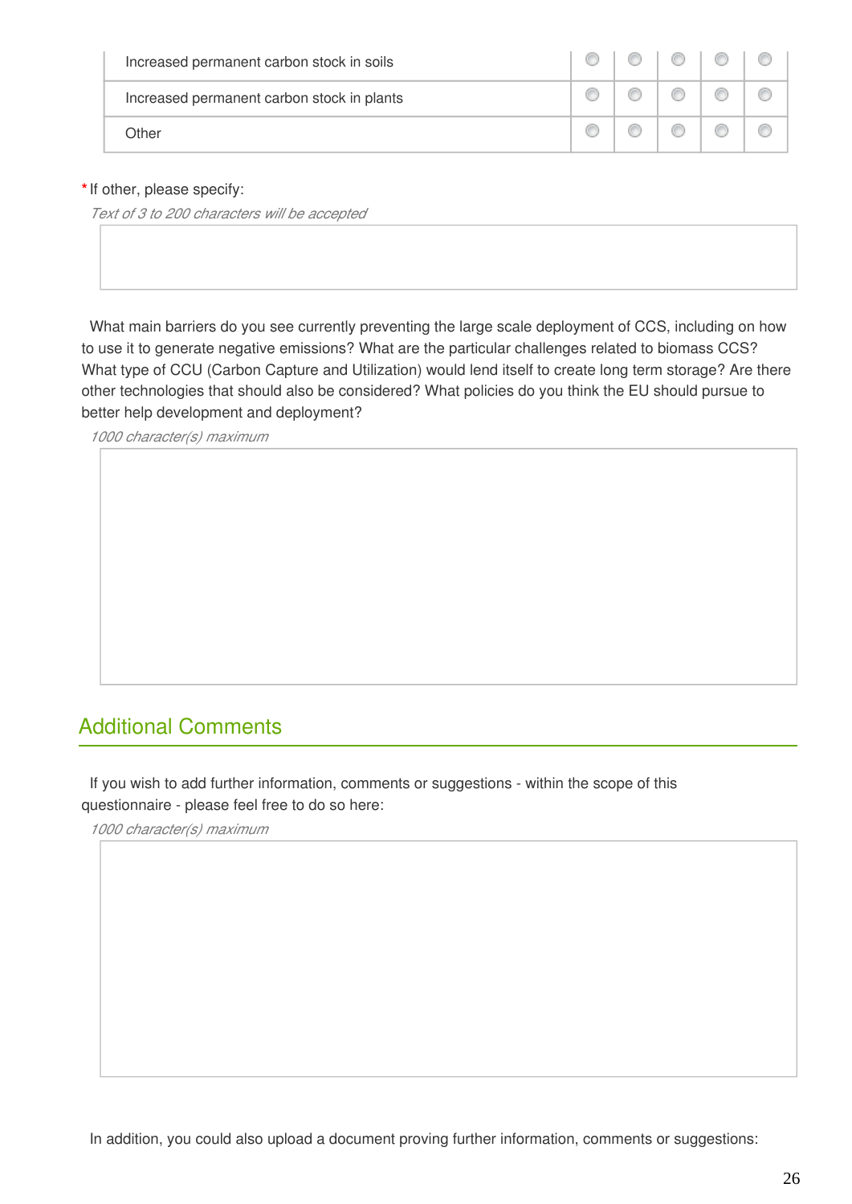| | | | | | |
|---|---|---|---|---|---|
| Increased permanent carbon stock in soils | | | | | |
| Increased permanent carbon stock in plants | | | | | |
| Other | | | | | |

\* If other, please specify:

*Text of 3 to 200 characters will be accepted*

What main barriers do you see currently preventing the large scale deployment of CCS, including on how to use it to generate negative emissions? What are the particular challenges related to biomass CCS? What type of CCU (Carbon Capture and Utilization) would lend itself to create long term storage? Are there other technologies that should also be considered? What policies do you think the EU should pursue to better help development and deployment?

*1000 character(s) maximum*

## Additional Comments

If you wish to add further information, comments or suggestions - within the scope of this questionnaire - please feel free to do so here:

*1000 character(s) maximum*

In addition, you could also upload a document proving further information, comments or suggestions: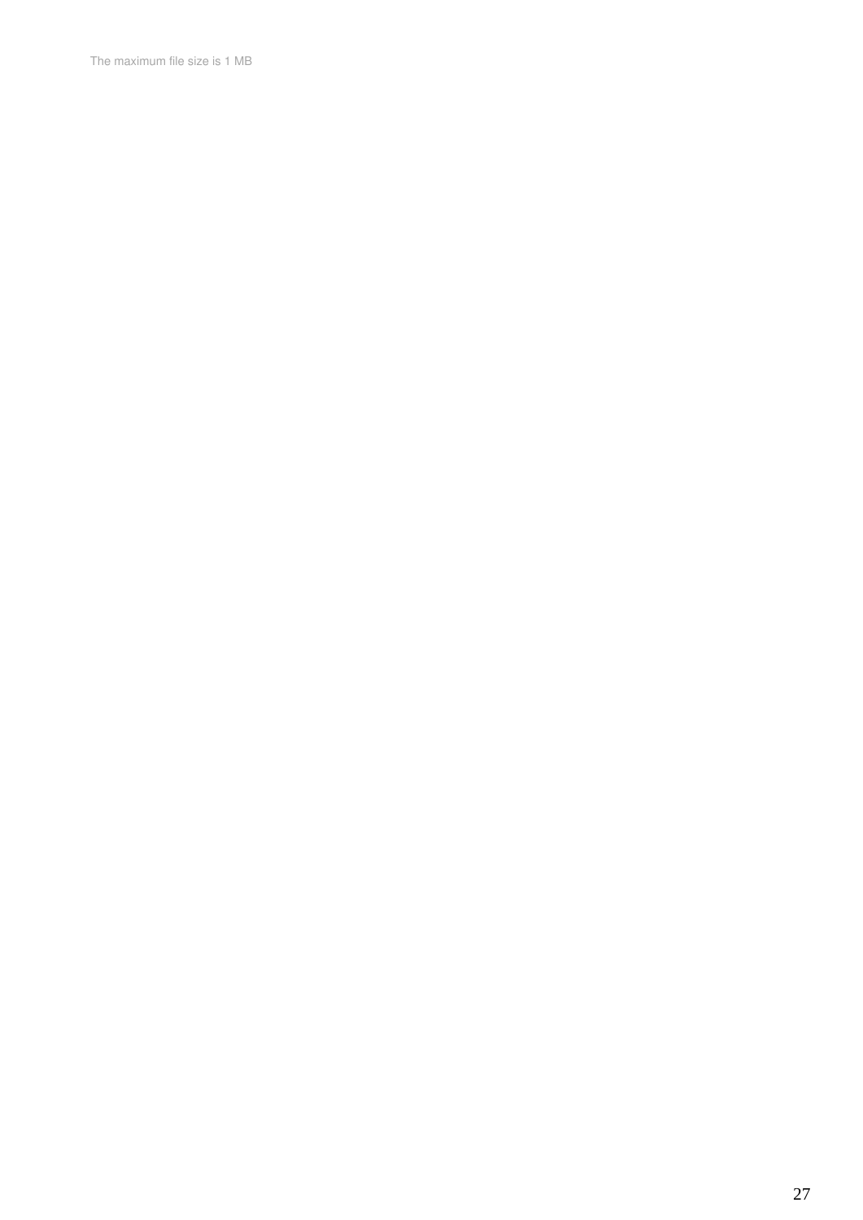The maximum file size is 1 MB